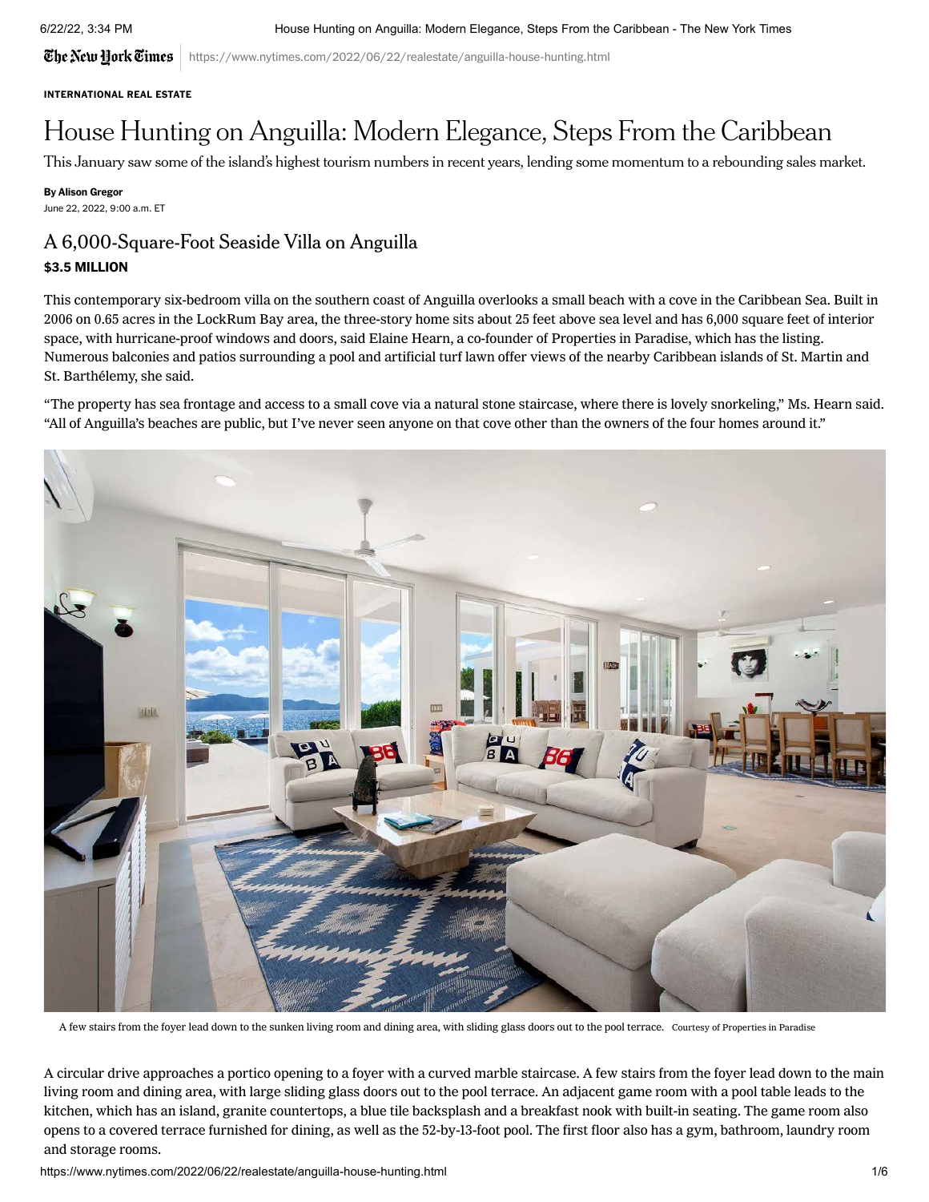INTERNATIONAL REAL ESTATE

# House Hunting on Anguilla: Modern Elegance, Steps From the Caribbean

This January saw some of the island's highest tourism numbers in recent years, lending some momentum to a rebounding sales market.

**By Alison Gregor**
June 22, 2022, 9:00 a.m. ET

## A 6,000-Square-Foot Seaside Villa on Anguilla

**$3.5 MILLION**

This contemporary six-bedroom villa on the southern coast of Anguilla overlooks a small beach with a cove in the Caribbean Sea. Built in 2006 on 0.65 acres in the LockRum Bay area, the three-story home sits about 25 feet above sea level and has 6,000 square feet of interior space, with hurricane-proof windows and doors, said Elaine Hearn, a co-founder of Properties in Paradise, which has the listing. Numerous balconies and patios surrounding a pool and artificial turf lawn offer views of the nearby Caribbean islands of St. Martin and St. Barthélemy, she said.

"The property has sea frontage and access to a small cove via a natural stone staircase, where there is lovely snorkeling," Ms. Hearn said. "All of Anguilla's beaches are public, but I've never seen anyone on that cove other than the owners of the four homes around it."

A few stairs from the foyer lead down to the sunken living room and dining area, with sliding glass doors out to the pool terrace. Courtesy of Properties in Paradise

A circular drive approaches a portico opening to a foyer with a curved marble staircase. A few stairs from the foyer lead down to the main living room and dining area, with large sliding glass doors out to the pool terrace. An adjacent game room with a pool table leads to the kitchen, which has an island, granite countertops, a blue tile backsplash and a breakfast nook with built-in seating. The game room also opens to a covered terrace furnished for dining, as well as the 52-by-13-foot pool. The first floor also has a gym, bathroom, laundry room and storage rooms.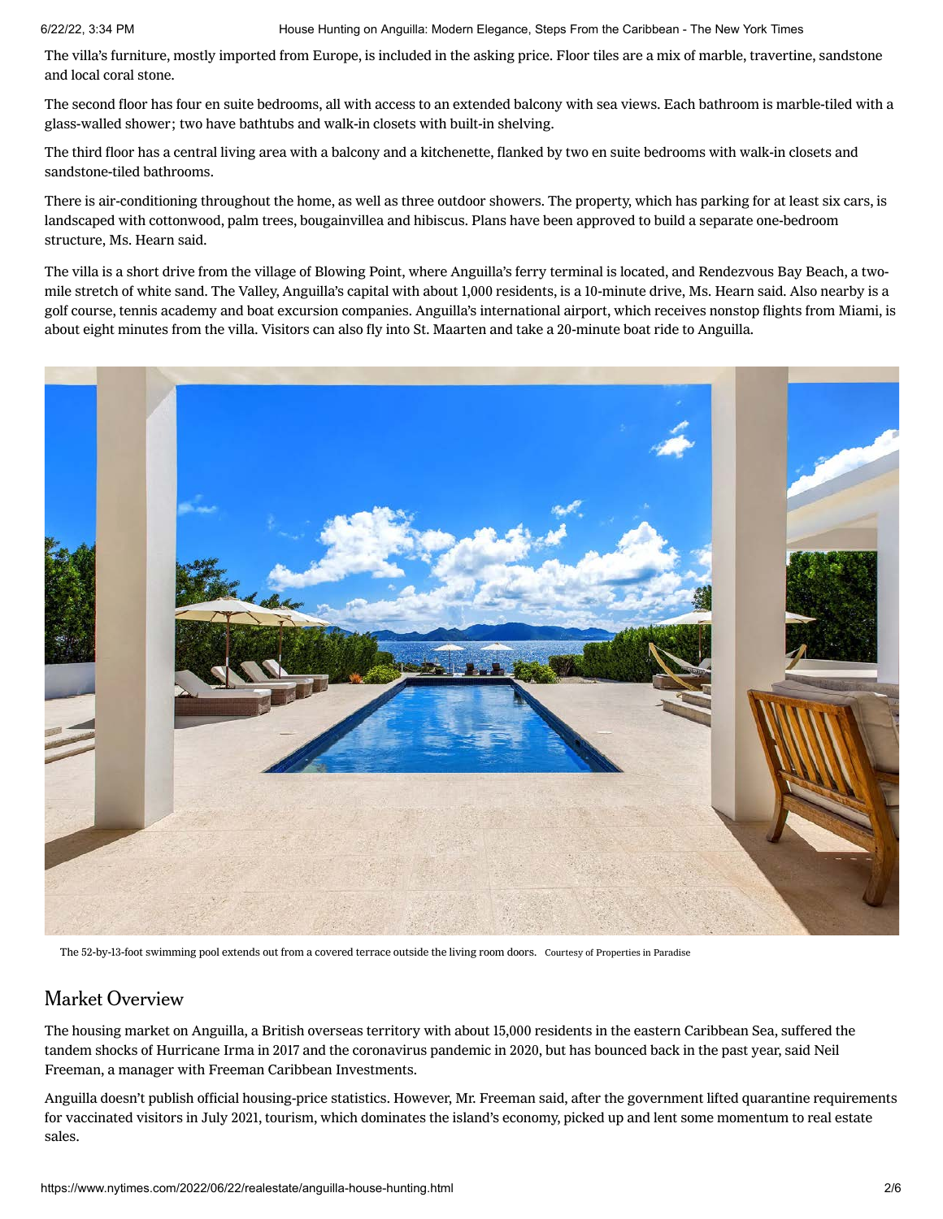The villa's furniture, mostly imported from Europe, is included in the asking price. Floor tiles are a mix of marble, travertine, sandstone and local coral stone.

The second floor has four en suite bedrooms, all with access to an extended balcony with sea views. Each bathroom is marble-tiled with a glass-walled shower; two have bathtubs and walk-in closets with built-in shelving.

The third floor has a central living area with a balcony and a kitchenette, flanked by two en suite bedrooms with walk-in closets and sandstone-tiled bathrooms.

There is air-conditioning throughout the home, as well as three outdoor showers. The property, which has parking for at least six cars, is landscaped with cottonwood, palm trees, bougainvillea and hibiscus. Plans have been approved to build a separate one-bedroom structure, Ms. Hearn said.

The villa is a short drive from the village of Blowing Point, where Anguilla's ferry terminal is located, and Rendezvous Bay Beach, a two-mile stretch of white sand. The Valley, Anguilla's capital with about 1,000 residents, is a 10-minute drive, Ms. Hearn said. Also nearby is a golf course, tennis academy and boat excursion companies. Anguilla's international airport, which receives nonstop flights from Miami, is about eight minutes from the villa. Visitors can also fly into St. Maarten and take a 20-minute boat ride to Anguilla.

The 52-by-13-foot swimming pool extends out from a covered terrace outside the living room doors. Courtesy of Properties in Paradise

## Market Overview

The housing market on Anguilla, a British overseas territory with about 15,000 residents in the eastern Caribbean Sea, suffered the tandem shocks of Hurricane Irma in 2017 and the coronavirus pandemic in 2020, but has bounced back in the past year, said Neil Freeman, a manager with Freeman Caribbean Investments.

Anguilla doesn't publish official housing-price statistics. However, Mr. Freeman said, after the government lifted quarantine requirements for vaccinated visitors in July 2021, tourism, which dominates the island's economy, picked up and lent some momentum to real estate sales.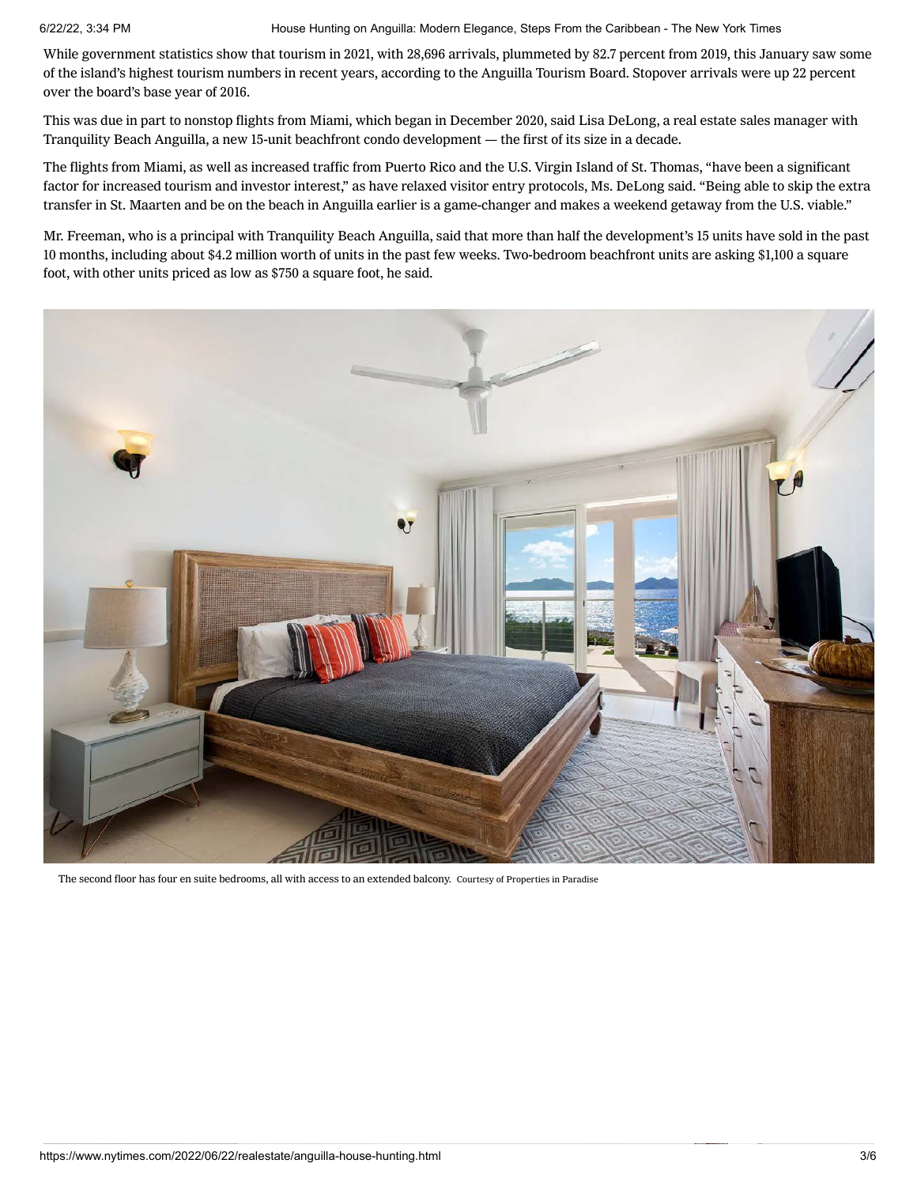While government statistics show that tourism in 2021, with 28,696 arrivals, plummeted by 82.7 percent from 2019, this January saw some of the island's highest tourism numbers in recent years, according to the Anguilla Tourism Board. Stopover arrivals were up 22 percent over the board's base year of 2016.

This was due in part to nonstop flights from Miami, which began in December 2020, said Lisa DeLong, a real estate sales manager with Tranquility Beach Anguilla, a new 15-unit beachfront condo development — the first of its size in a decade.

The flights from Miami, as well as increased traffic from Puerto Rico and the U.S. Virgin Island of St. Thomas, "have been a significant factor for increased tourism and investor interest," as have relaxed visitor entry protocols, Ms. DeLong said. "Being able to skip the extra transfer in St. Maarten and be on the beach in Anguilla earlier is a game-changer and makes a weekend getaway from the U.S. viable."

Mr. Freeman, who is a principal with Tranquility Beach Anguilla, said that more than half the development's 15 units have sold in the past 10 months, including about $4.2 million worth of units in the past few weeks. Two-bedroom beachfront units are asking $1,100 a square foot, with other units priced as low as $750 a square foot, he said.

The second floor has four en suite bedrooms, all with access to an extended balcony. Courtesy of Properties in Paradise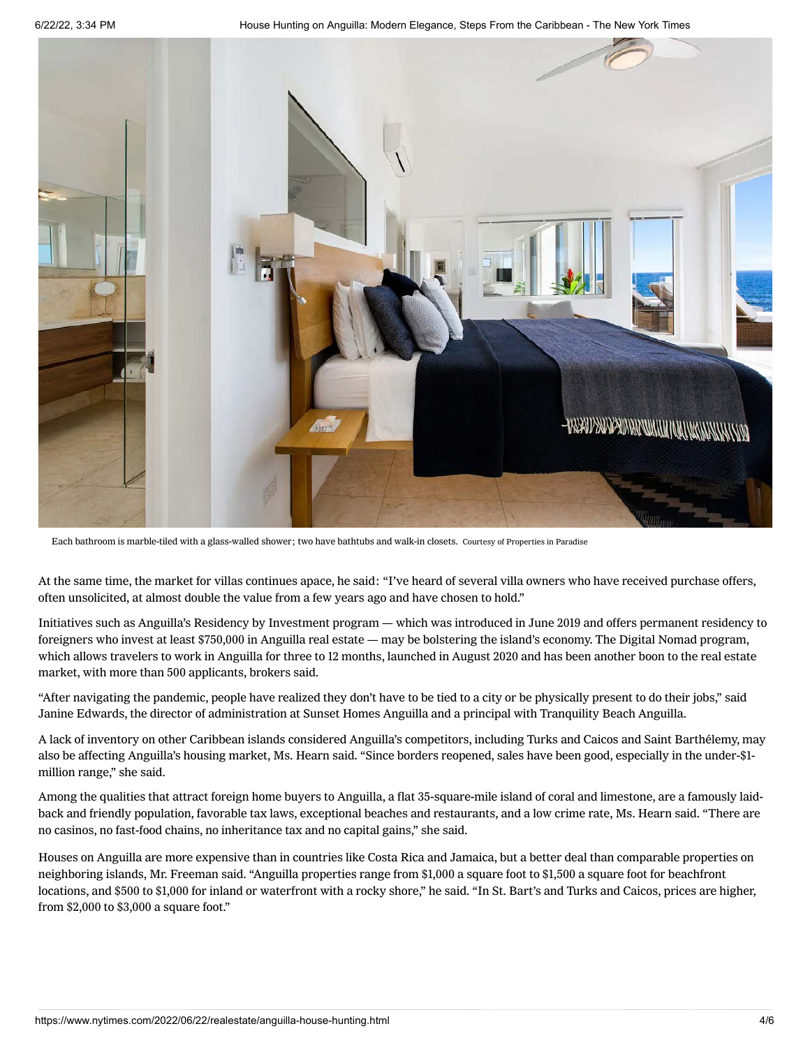Each bathroom is marble-tiled with a glass-walled shower; two have bathtubs and walk-in closets. Courtesy of Properties in Paradise

At the same time, the market for villas continues apace, he said: "I've heard of several villa owners who have received purchase offers, often unsolicited, at almost double the value from a few years ago and have chosen to hold."

Initiatives such as Anguilla's Residency by Investment program — which was introduced in June 2019 and offers permanent residency to foreigners who invest at least $750,000 in Anguilla real estate — may be bolstering the island's economy. The Digital Nomad program, which allows travelers to work in Anguilla for three to 12 months, launched in August 2020 and has been another boon to the real estate market, with more than 500 applicants, brokers said.

"After navigating the pandemic, people have realized they don't have to be tied to a city or be physically present to do their jobs," said Janine Edwards, the director of administration at Sunset Homes Anguilla and a principal with Tranquility Beach Anguilla.

A lack of inventory on other Caribbean islands considered Anguilla's competitors, including Turks and Caicos and Saint Barthélemy, may also be affecting Anguilla's housing market, Ms. Hearn said. "Since borders reopened, sales have been good, especially in the under-$1-million range," she said.

Among the qualities that attract foreign home buyers to Anguilla, a flat 35-square-mile island of coral and limestone, are a famously laid-back and friendly population, favorable tax laws, exceptional beaches and restaurants, and a low crime rate, Ms. Hearn said. "There are no casinos, no fast-food chains, no inheritance tax and no capital gains," she said.

Houses on Anguilla are more expensive than in countries like Costa Rica and Jamaica, but a better deal than comparable properties on neighboring islands, Mr. Freeman said. "Anguilla properties range from $1,000 a square foot to $1,500 a square foot for beachfront locations, and $500 to $1,000 for inland or waterfront with a rocky shore," he said. "In St. Bart's and Turks and Caicos, prices are higher, from $2,000 to $3,000 a square foot."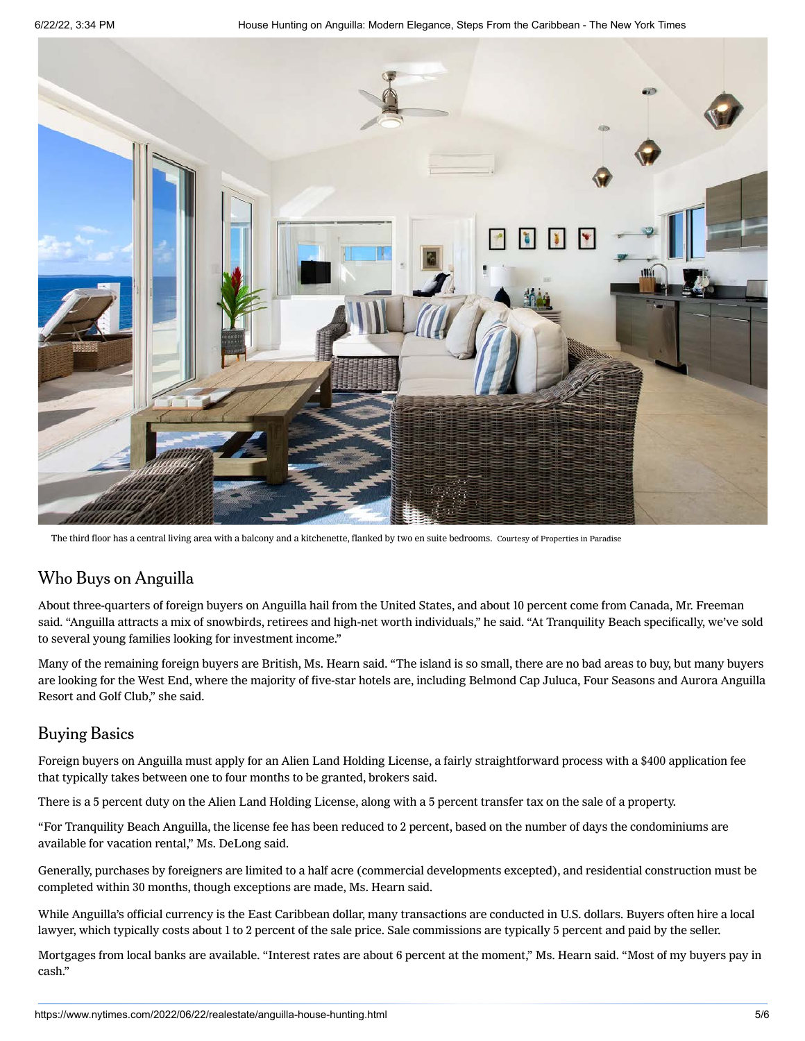The third floor has a central living area with a balcony and a kitchenette, flanked by two en suite bedrooms. Courtesy of Properties in Paradise

## Who Buys on Anguilla

About three-quarters of foreign buyers on Anguilla hail from the United States, and about 10 percent come from Canada, Mr. Freeman said. "Anguilla attracts a mix of snowbirds, retirees and high-net worth individuals," he said. "At Tranquility Beach specifically, we've sold to several young families looking for investment income."

Many of the remaining foreign buyers are British, Ms. Hearn said. "The island is so small, there are no bad areas to buy, but many buyers are looking for the West End, where the majority of five-star hotels are, including Belmond Cap Juluca, Four Seasons and Aurora Anguilla Resort and Golf Club," she said.

## Buying Basics

Foreign buyers on Anguilla must apply for an Alien Land Holding License, a fairly straightforward process with a $400 application fee that typically takes between one to four months to be granted, brokers said.

There is a 5 percent duty on the Alien Land Holding License, along with a 5 percent transfer tax on the sale of a property.

"For Tranquility Beach Anguilla, the license fee has been reduced to 2 percent, based on the number of days the condominiums are available for vacation rental," Ms. DeLong said.

Generally, purchases by foreigners are limited to a half acre (commercial developments excepted), and residential construction must be completed within 30 months, though exceptions are made, Ms. Hearn said.

While Anguilla's official currency is the East Caribbean dollar, many transactions are conducted in U.S. dollars. Buyers often hire a local lawyer, which typically costs about 1 to 2 percent of the sale price. Sale commissions are typically 5 percent and paid by the seller.

Mortgages from local banks are available. "Interest rates are about 6 percent at the moment," Ms. Hearn said. "Most of my buyers pay in cash."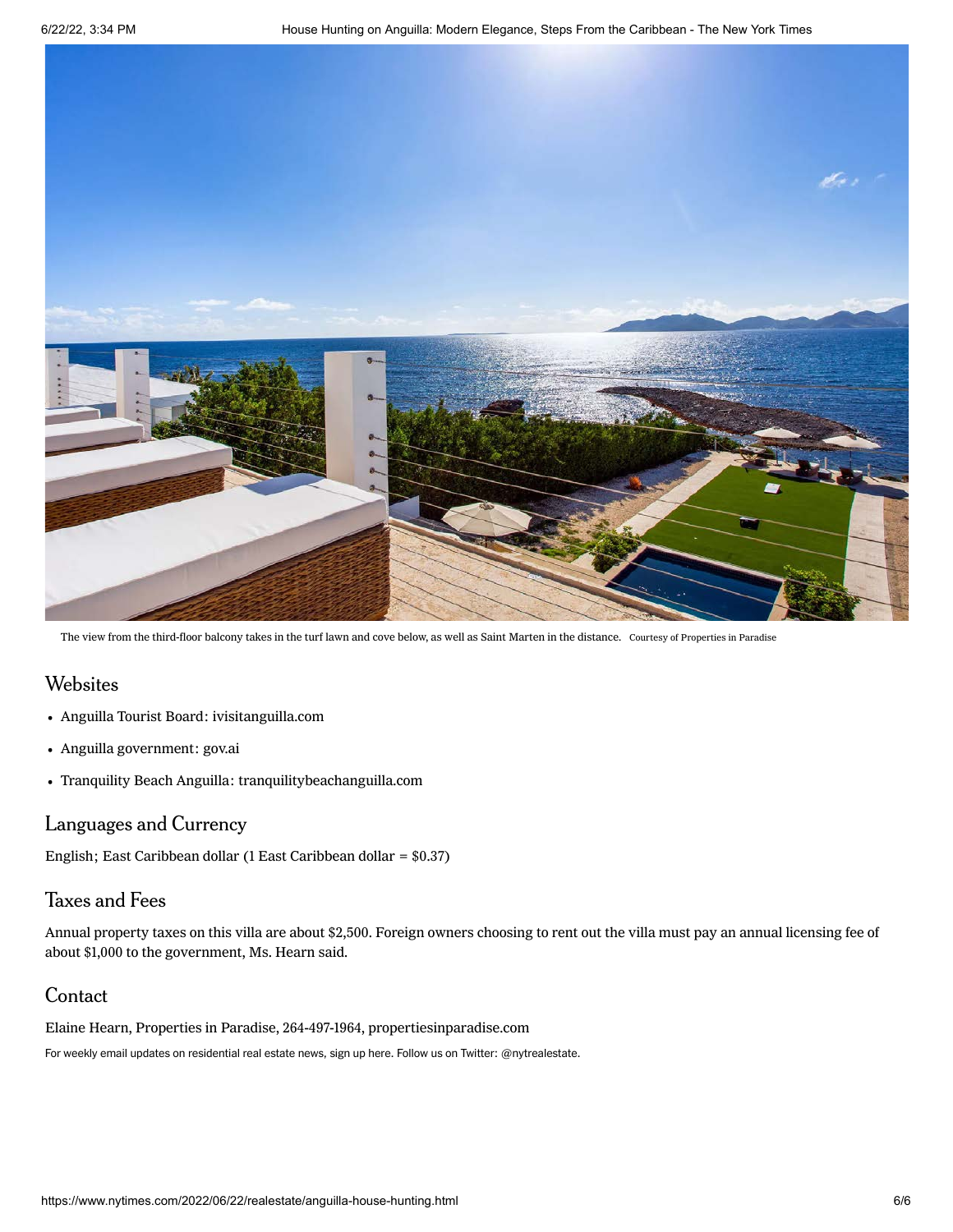The view from the third-floor balcony takes in the turf lawn and cove below, as well as Saint Marten in the distance. Courtesy of Properties in Paradise

## Websites

- Anguilla Tourist Board: ivisitanguilla.com
- Anguilla government: gov.ai
- Tranquility Beach Anguilla: tranquilitybeachanguilla.com

## Languages and Currency

English; East Caribbean dollar (1 East Caribbean dollar = $0.37)

## Taxes and Fees

Annual property taxes on this villa are about $2,500. Foreign owners choosing to rent out the villa must pay an annual licensing fee of about $1,000 to the government, Ms. Hearn said.

## Contact

Elaine Hearn, Properties in Paradise, 264-497-1964, propertiesinparadise.com

For weekly email updates on residential real estate news, sign up here. Follow us on Twitter: @nytrealestate.